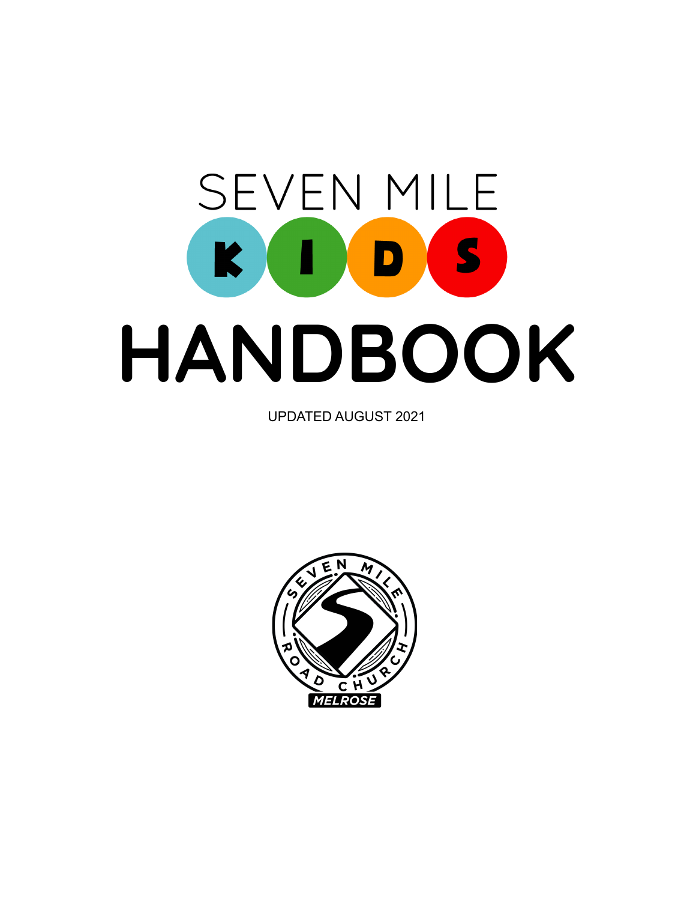# SEVEN MILE KIDS HANDBOOK

UPDATED AUGUST 2021

SEVEN MILE ROAD CHURCH

MELROSE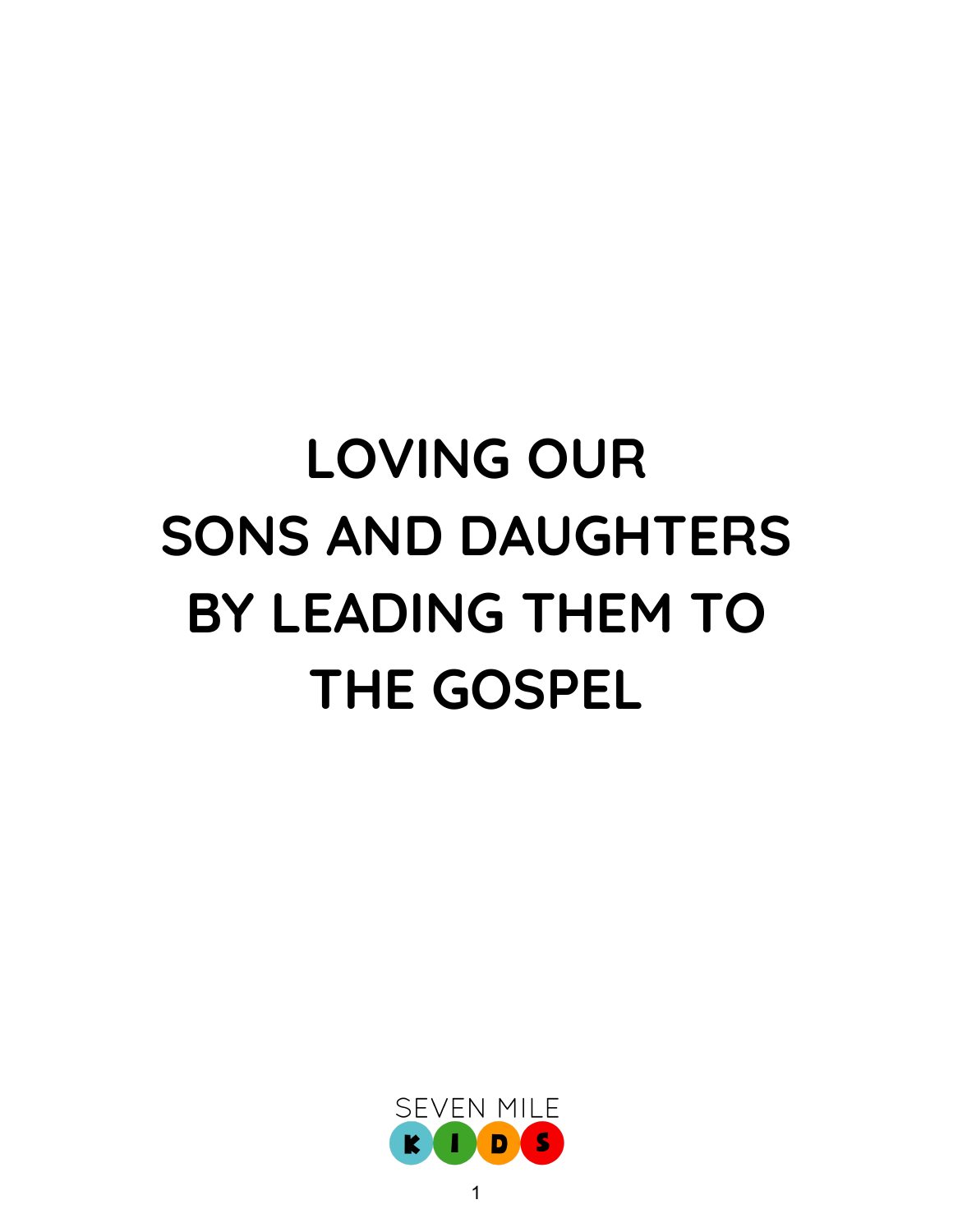# LOVING OUR SONS AND DAUGHTERS BY LEADING THEM TO THE GOSPEL

SEVEN MILE KIDS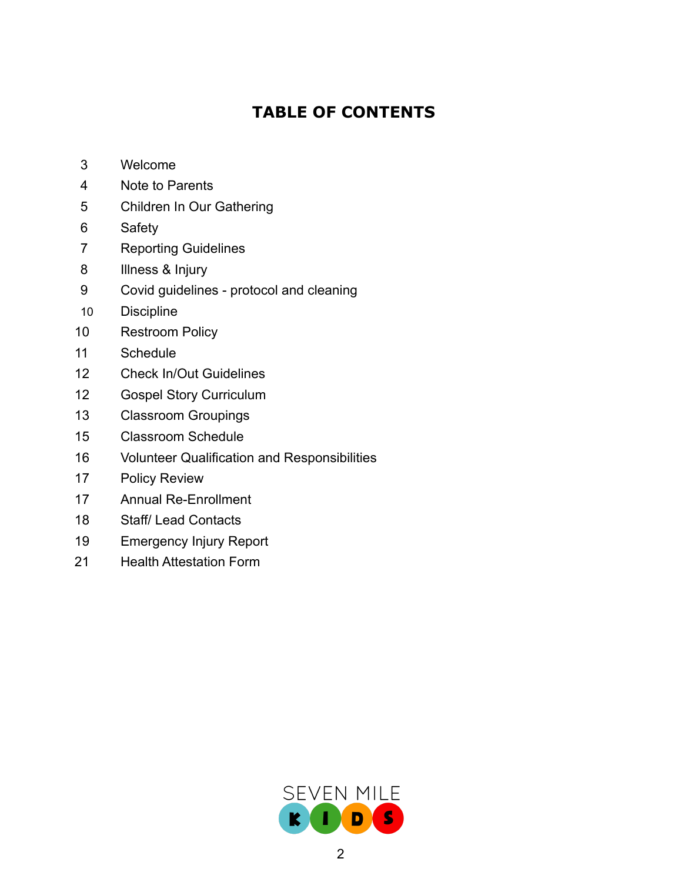## TABLE OF CONTENTS

| Page | Section |
| --- | --- |
| 3 | Welcome |
| 4 | Note to Parents |
| 5 | Children In Our Gathering |
| 6 | Safety |
| 7 | Reporting Guidelines |
| 8 | Illness & Injury |
| 9 | Covid guidelines - protocol and cleaning |
| 10 | Discipline |
| 10 | Restroom Policy |
| 11 | Schedule |
| 12 | Check In/Out Guidelines |
| 12 | Gospel Story Curriculum |
| 13 | Classroom Groupings |
| 15 | Classroom Schedule |
| 16 | Volunteer Qualification and Responsibilities |
| 17 | Policy Review |
| 17 | Annual Re-Enrollment |
| 18 | Staff/ Lead Contacts |
| 19 | Emergency Injury Report |
| 21 | Health Attestation Form |

SEVEN MILE KIDS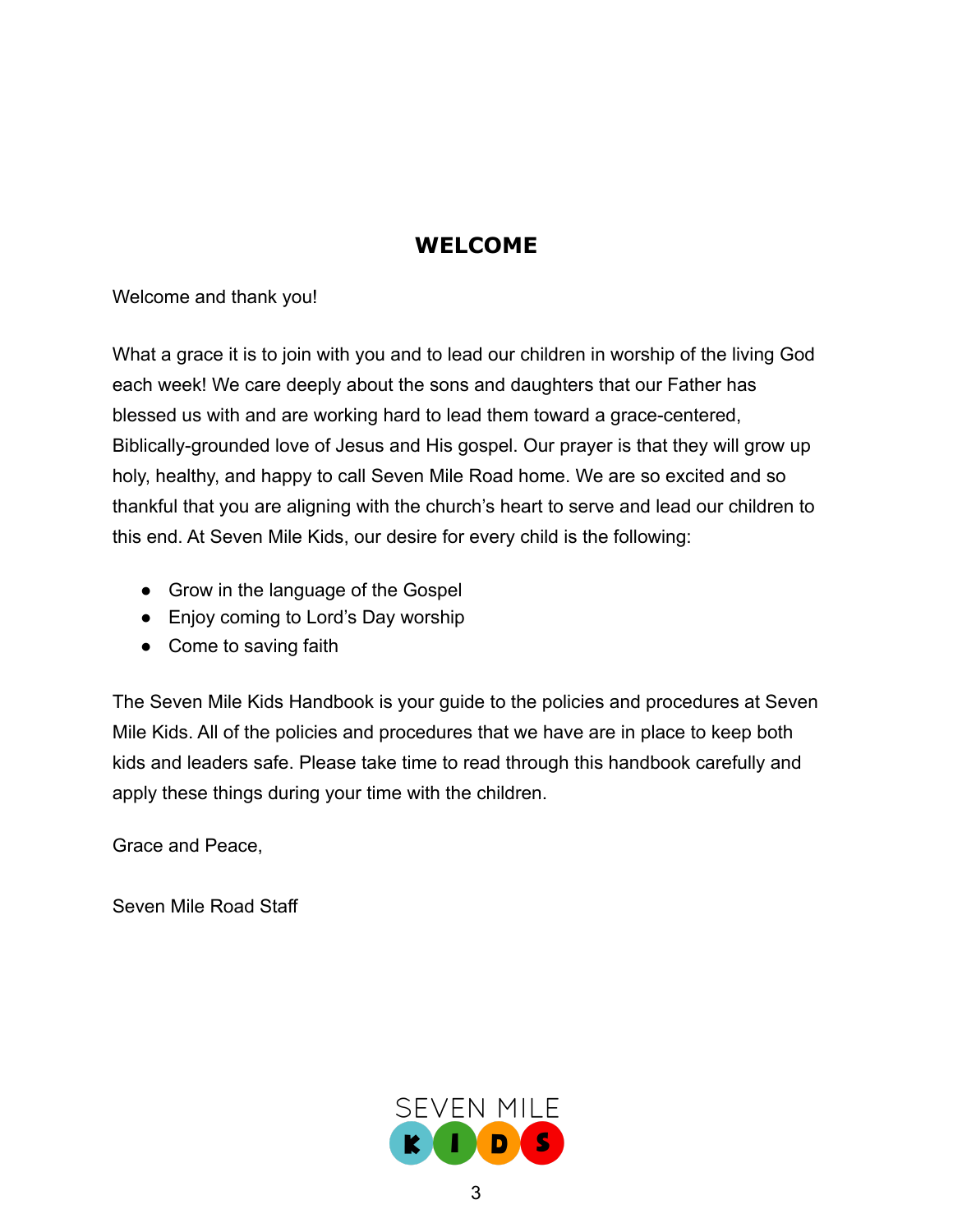# WELCOME

Welcome and thank you!

What a grace it is to join with you and to lead our children in worship of the living God each week! We care deeply about the sons and daughters that our Father has blessed us with and are working hard to lead them toward a grace-centered, Biblically-grounded love of Jesus and His gospel. Our prayer is that they will grow up holy, healthy, and happy to call Seven Mile Road home. We are so excited and so thankful that you are aligning with the church's heart to serve and lead our children to this end. At Seven Mile Kids, our desire for every child is the following:

- Grow in the language of the Gospel
- Enjoy coming to Lord's Day worship
- Come to saving faith

The Seven Mile Kids Handbook is your guide to the policies and procedures at Seven Mile Kids. All of the policies and procedures that we have are in place to keep both kids and leaders safe. Please take time to read through this handbook carefully and apply these things during your time with the children.

Grace and Peace,

Seven Mile Road Staff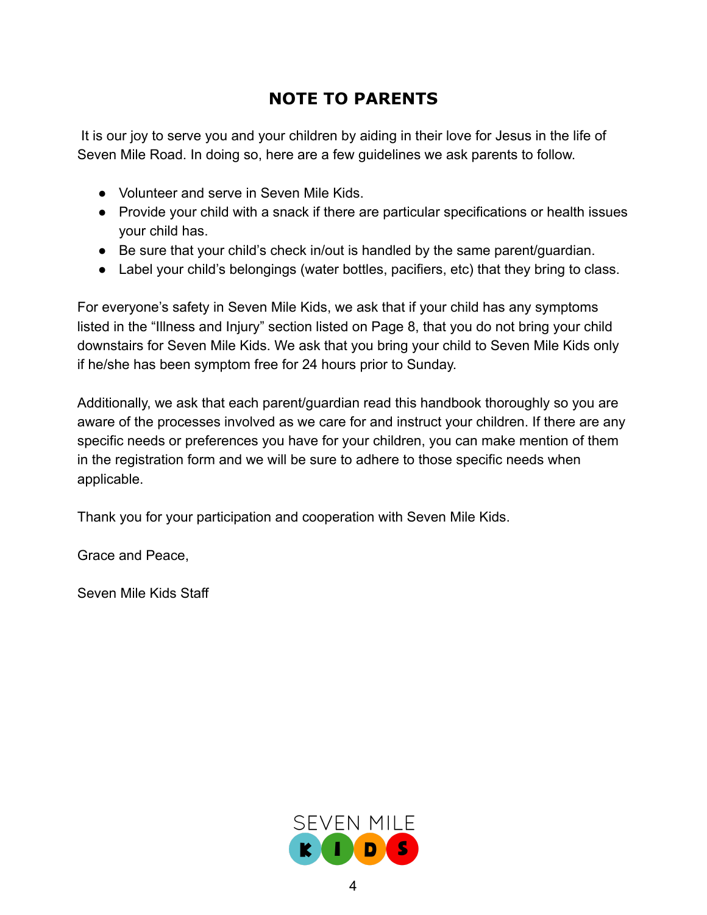# NOTE TO PARENTS

It is our joy to serve you and your children by aiding in their love for Jesus in the life of Seven Mile Road. In doing so, here are a few guidelines we ask parents to follow.

- Volunteer and serve in Seven Mile Kids.
- Provide your child with a snack if there are particular specifications or health issues your child has.
- Be sure that your child's check in/out is handled by the same parent/guardian.
- Label your child's belongings (water bottles, pacifiers, etc) that they bring to class.

For everyone's safety in Seven Mile Kids, we ask that if your child has any symptoms listed in the "Illness and Injury" section listed on Page 8, that you do not bring your child downstairs for Seven Mile Kids. We ask that you bring your child to Seven Mile Kids only if he/she has been symptom free for 24 hours prior to Sunday.

Additionally, we ask that each parent/guardian read this handbook thoroughly so you are aware of the processes involved as we care for and instruct your children. If there are any specific needs or preferences you have for your children, you can make mention of them in the registration form and we will be sure to adhere to those specific needs when applicable.

Thank you for your participation and cooperation with Seven Mile Kids.

Grace and Peace,

Seven Mile Kids Staff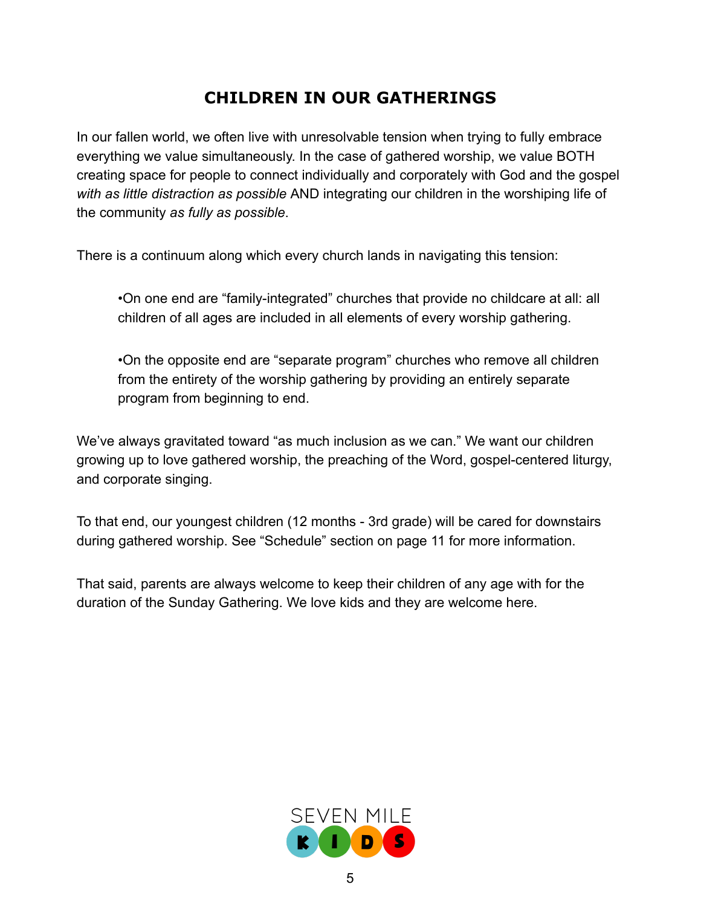## CHILDREN IN OUR GATHERINGS

In our fallen world, we often live with unresolvable tension when trying to fully embrace everything we value simultaneously. In the case of gathered worship, we value BOTH creating space for people to connect individually and corporately with God and the gospel *with as little distraction as possible* AND integrating our children in the worshiping life of the community *as fully as possible*.

There is a continuum along which every church lands in navigating this tension:

- On one end are "family-integrated" churches that provide no childcare at all: all children of all ages are included in all elements of every worship gathering.

- On the opposite end are "separate program" churches who remove all children from the entirety of the worship gathering by providing an entirely separate program from beginning to end.

We've always gravitated toward "as much inclusion as we can." We want our children growing up to love gathered worship, the preaching of the Word, gospel-centered liturgy, and corporate singing.

To that end, our youngest children (12 months - 3rd grade) will be cared for downstairs during gathered worship. See "Schedule" section on page 11 for more information.

That said, parents are always welcome to keep their children of any age with for the duration of the Sunday Gathering. We love kids and they are welcome here.

SEVEN MILE KIDS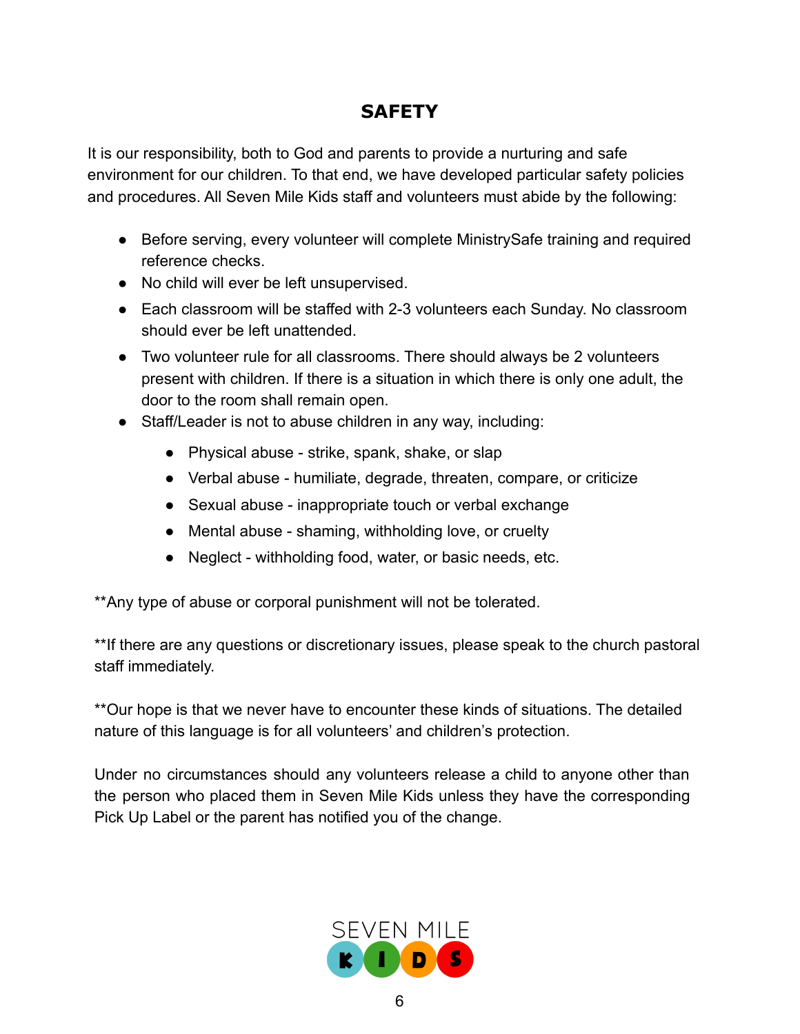# SAFETY

It is our responsibility, both to God and parents to provide a nurturing and safe environment for our children. To that end, we have developed particular safety policies and procedures. All Seven Mile Kids staff and volunteers must abide by the following:

- Before serving, every volunteer will complete MinistrySafe training and required reference checks.
- No child will ever be left unsupervised.
- Each classroom will be staffed with 2-3 volunteers each Sunday. No classroom should ever be left unattended.
- Two volunteer rule for all classrooms. There should always be 2 volunteers present with children. If there is a situation in which there is only one adult, the door to the room shall remain open.
- Staff/Leader is not to abuse children in any way, including:
  - Physical abuse - strike, spank, shake, or slap
  - Verbal abuse - humiliate, degrade, threaten, compare, or criticize
  - Sexual abuse - inappropriate touch or verbal exchange
  - Mental abuse - shaming, withholding love, or cruelty
  - Neglect - withholding food, water, or basic needs, etc.

**Any type of abuse or corporal punishment will not be tolerated.

**If there are any questions or discretionary issues, please speak to the church pastoral staff immediately.

**Our hope is that we never have to encounter these kinds of situations. The detailed nature of this language is for all volunteers' and children's protection.

Under no circumstances should any volunteers release a child to anyone other than the person who placed them in Seven Mile Kids unless they have the corresponding Pick Up Label or the parent has notified you of the change.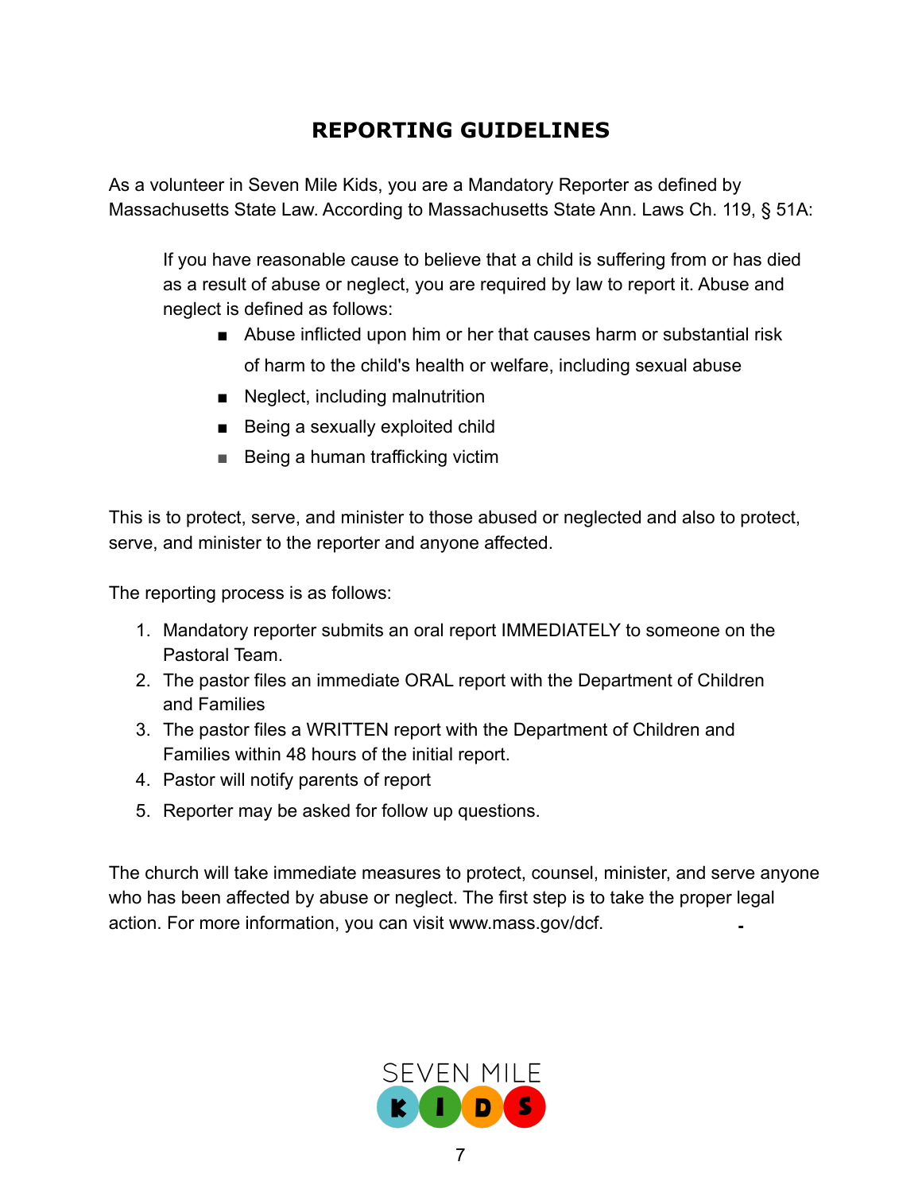## REPORTING GUIDELINES

As a volunteer in Seven Mile Kids, you are a Mandatory Reporter as defined by Massachusetts State Law. According to Massachusetts State Ann. Laws Ch. 119, § 51A:

> If you have reasonable cause to believe that a child is suffering from or has died as a result of abuse or neglect, you are required by law to report it. Abuse and neglect is defined as follows:
>
> - Abuse inflicted upon him or her that causes harm or substantial risk of harm to the child's health or welfare, including sexual abuse
> - Neglect, including malnutrition
> - Being a sexually exploited child
> - Being a human trafficking victim

This is to protect, serve, and minister to those abused or neglected and also to protect, serve, and minister to the reporter and anyone affected.

The reporting process is as follows:

1. Mandatory reporter submits an oral report IMMEDIATELY to someone on the Pastoral Team.
2. The pastor files an immediate ORAL report with the Department of Children and Families
3. The pastor files a WRITTEN report with the Department of Children and Families within 48 hours of the initial report.
4. Pastor will notify parents of report
5. Reporter may be asked for follow up questions.

The church will take immediate measures to protect, counsel, minister, and serve anyone who has been affected by abuse or neglect. The first step is to take the proper legal action. For more information, you can visit www.mass.gov/dcf.

SEVEN MILE KIDS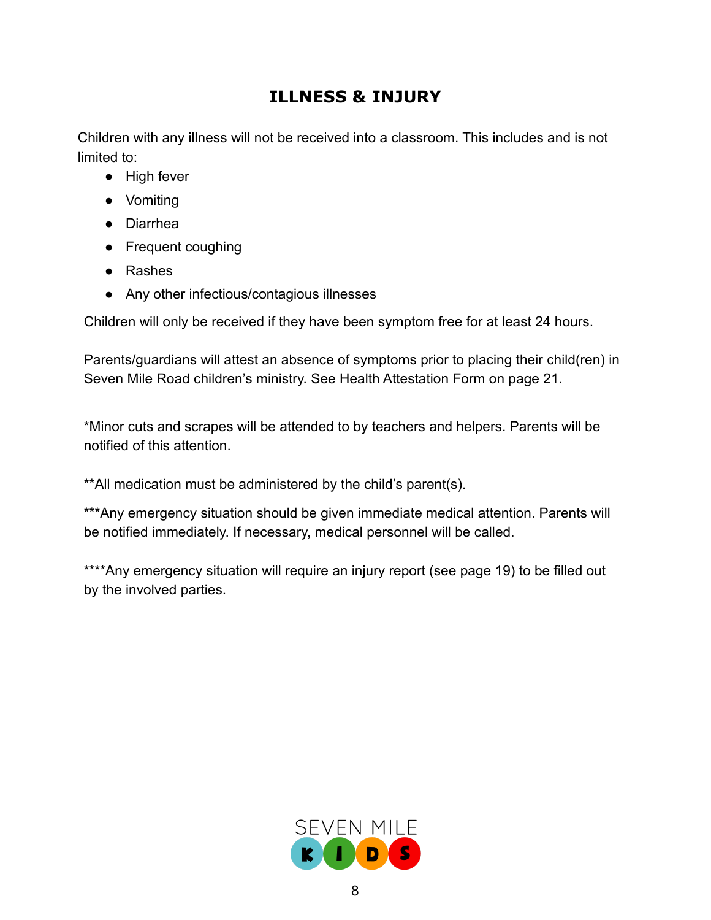## ILLNESS & INJURY

Children with any illness will not be received into a classroom. This includes and is not limited to:

- High fever
- Vomiting
- Diarrhea
- Frequent coughing
- Rashes
- Any other infectious/contagious illnesses

Children will only be received if they have been symptom free for at least 24 hours.

Parents/guardians will attest an absence of symptoms prior to placing their child(ren) in Seven Mile Road children's ministry. See Health Attestation Form on page 21.

*Minor cuts and scrapes will be attended to by teachers and helpers. Parents will be notified of this attention.

**All medication must be administered by the child's parent(s).

***Any emergency situation should be given immediate medical attention. Parents will be notified immediately. If necessary, medical personnel will be called.

****Any emergency situation will require an injury report (see page 19) to be filled out by the involved parties.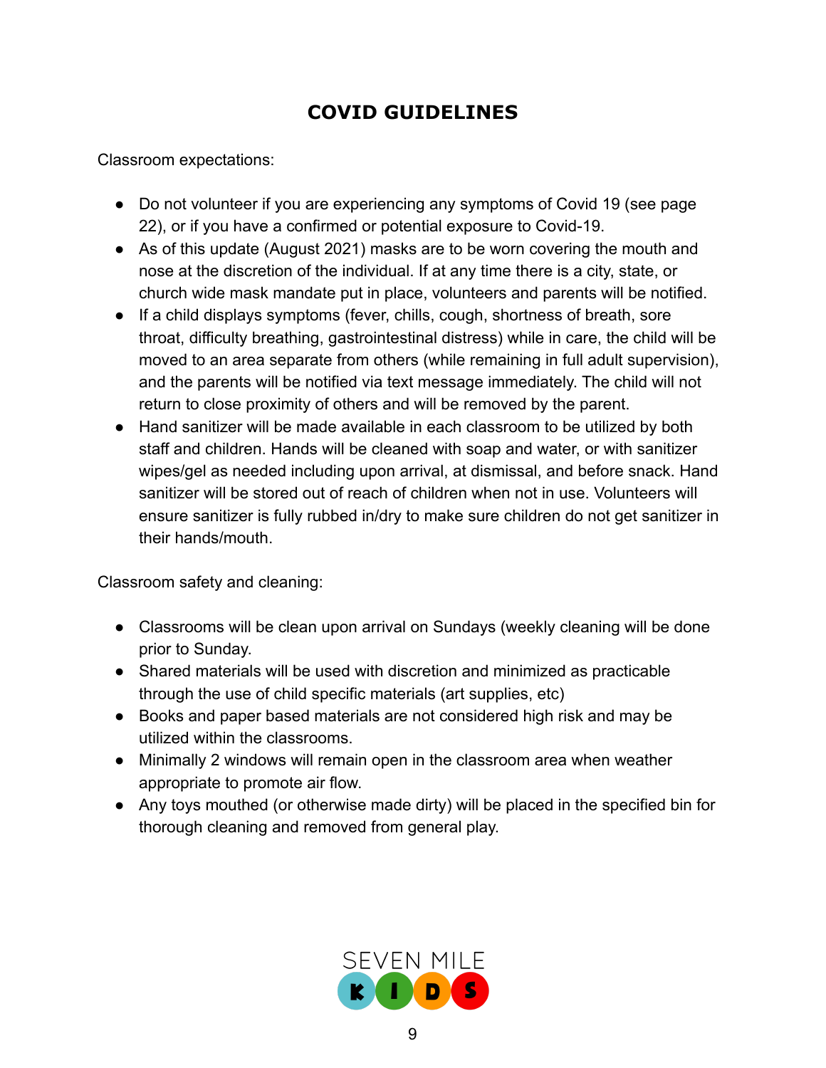# COVID GUIDELINES

Classroom expectations:

- Do not volunteer if you are experiencing any symptoms of Covid 19 (see page 22), or if you have a confirmed or potential exposure to Covid-19.
- As of this update (August 2021) masks are to be worn covering the mouth and nose at the discretion of the individual. If at any time there is a city, state, or church wide mask mandate put in place, volunteers and parents will be notified.
- If a child displays symptoms (fever, chills, cough, shortness of breath, sore throat, difficulty breathing, gastrointestinal distress) while in care, the child will be moved to an area separate from others (while remaining in full adult supervision), and the parents will be notified via text message immediately. The child will not return to close proximity of others and will be removed by the parent.
- Hand sanitizer will be made available in each classroom to be utilized by both staff and children. Hands will be cleaned with soap and water, or with sanitizer wipes/gel as needed including upon arrival, at dismissal, and before snack. Hand sanitizer will be stored out of reach of children when not in use. Volunteers will ensure sanitizer is fully rubbed in/dry to make sure children do not get sanitizer in their hands/mouth.

Classroom safety and cleaning:

- Classrooms will be clean upon arrival on Sundays (weekly cleaning will be done prior to Sunday.
- Shared materials will be used with discretion and minimized as practicable through the use of child specific materials (art supplies, etc)
- Books and paper based materials are not considered high risk and may be utilized within the classrooms.
- Minimally 2 windows will remain open in the classroom area when weather appropriate to promote air flow.
- Any toys mouthed (or otherwise made dirty) will be placed in the specified bin for thorough cleaning and removed from general play.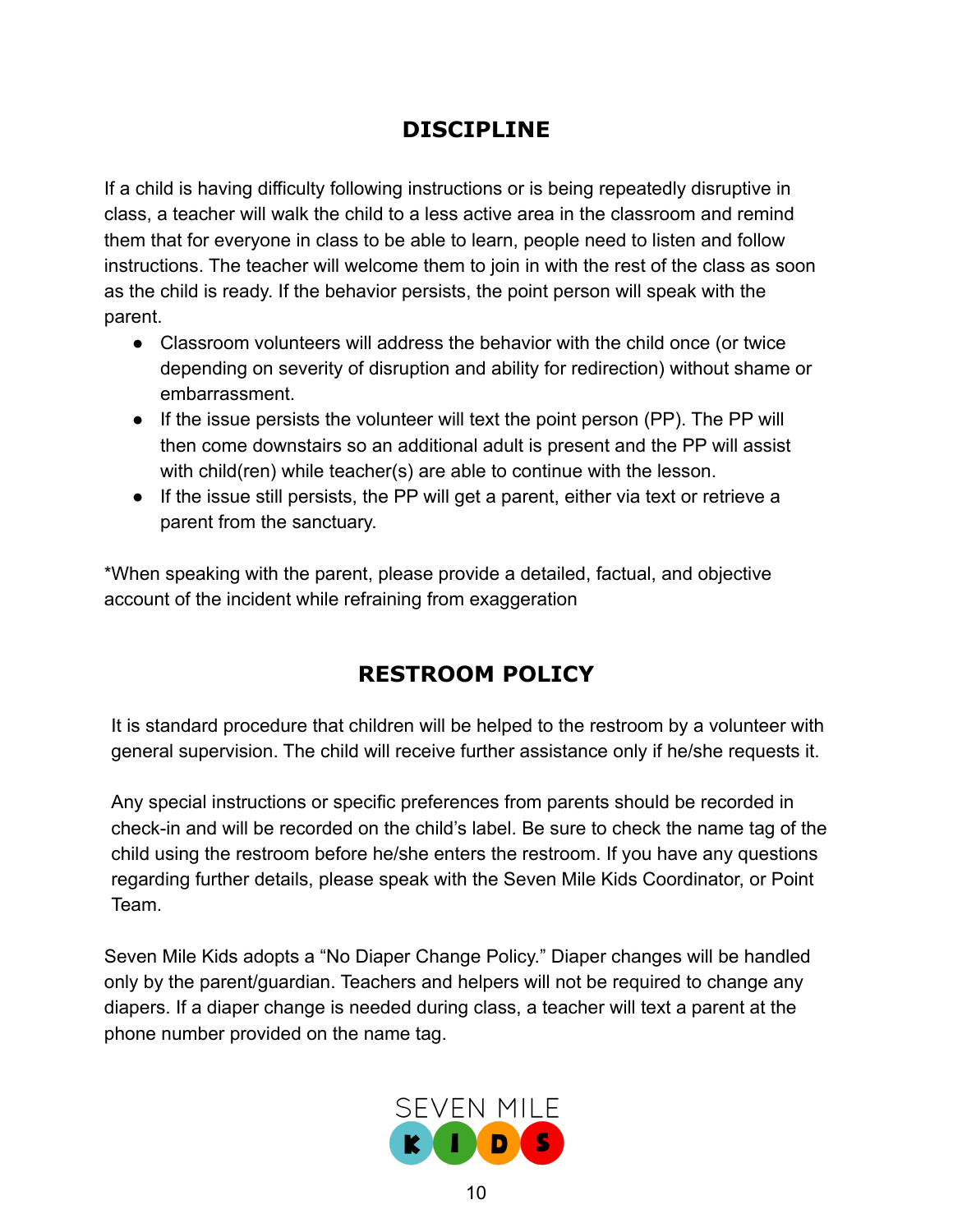## DISCIPLINE

If a child is having difficulty following instructions or is being repeatedly disruptive in class, a teacher will walk the child to a less active area in the classroom and remind them that for everyone in class to be able to learn, people need to listen and follow instructions. The teacher will welcome them to join in with the rest of the class as soon as the child is ready. If the behavior persists, the point person will speak with the parent.

- Classroom volunteers will address the behavior with the child once (or twice depending on severity of disruption and ability for redirection) without shame or embarrassment.
- If the issue persists the volunteer will text the point person (PP). The PP will then come downstairs so an additional adult is present and the PP will assist with child(ren) while teacher(s) are able to continue with the lesson.
- If the issue still persists, the PP will get a parent, either via text or retrieve a parent from the sanctuary.

*When speaking with the parent, please provide a detailed, factual, and objective account of the incident while refraining from exaggeration

## RESTROOM POLICY

It is standard procedure that children will be helped to the restroom by a volunteer with general supervision. The child will receive further assistance only if he/she requests it.

Any special instructions or specific preferences from parents should be recorded in check-in and will be recorded on the child's label. Be sure to check the name tag of the child using the restroom before he/she enters the restroom. If you have any questions regarding further details, please speak with the Seven Mile Kids Coordinator, or Point Team.

Seven Mile Kids adopts a "No Diaper Change Policy." Diaper changes will be handled only by the parent/guardian. Teachers and helpers will not be required to change any diapers. If a diaper change is needed during class, a teacher will text a parent at the phone number provided on the name tag.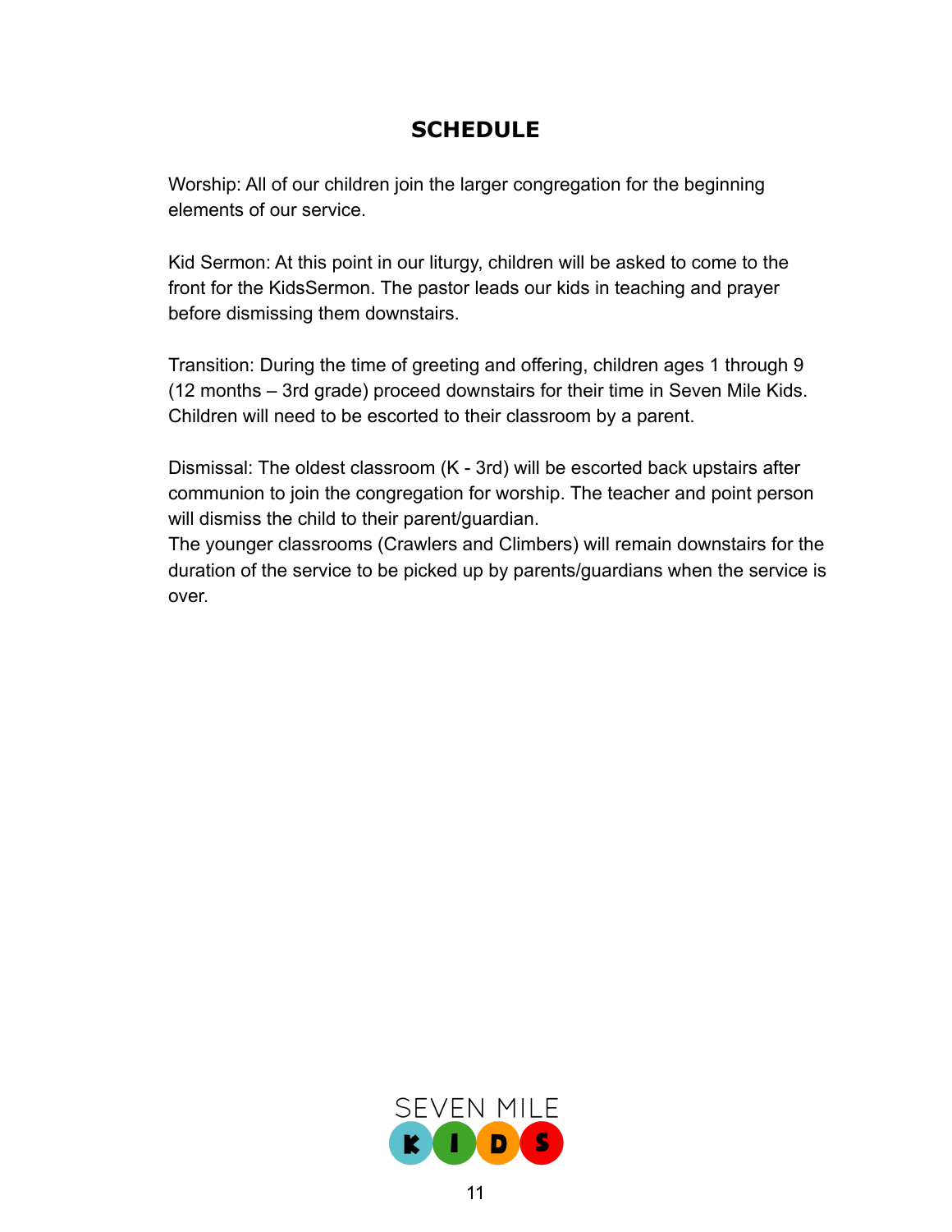## SCHEDULE

Worship: All of our children join the larger congregation for the beginning elements of our service.

Kid Sermon: At this point in our liturgy, children will be asked to come to the front for the KidsSermon. The pastor leads our kids in teaching and prayer before dismissing them downstairs.

Transition: During the time of greeting and offering, children ages 1 through 9 (12 months – 3rd grade) proceed downstairs for their time in Seven Mile Kids. Children will need to be escorted to their classroom by a parent.

Dismissal: The oldest classroom (K - 3rd) will be escorted back upstairs after communion to join the congregation for worship. The teacher and point person will dismiss the child to their parent/guardian.
The younger classrooms (Crawlers and Climbers) will remain downstairs for the duration of the service to be picked up by parents/guardians when the service is over.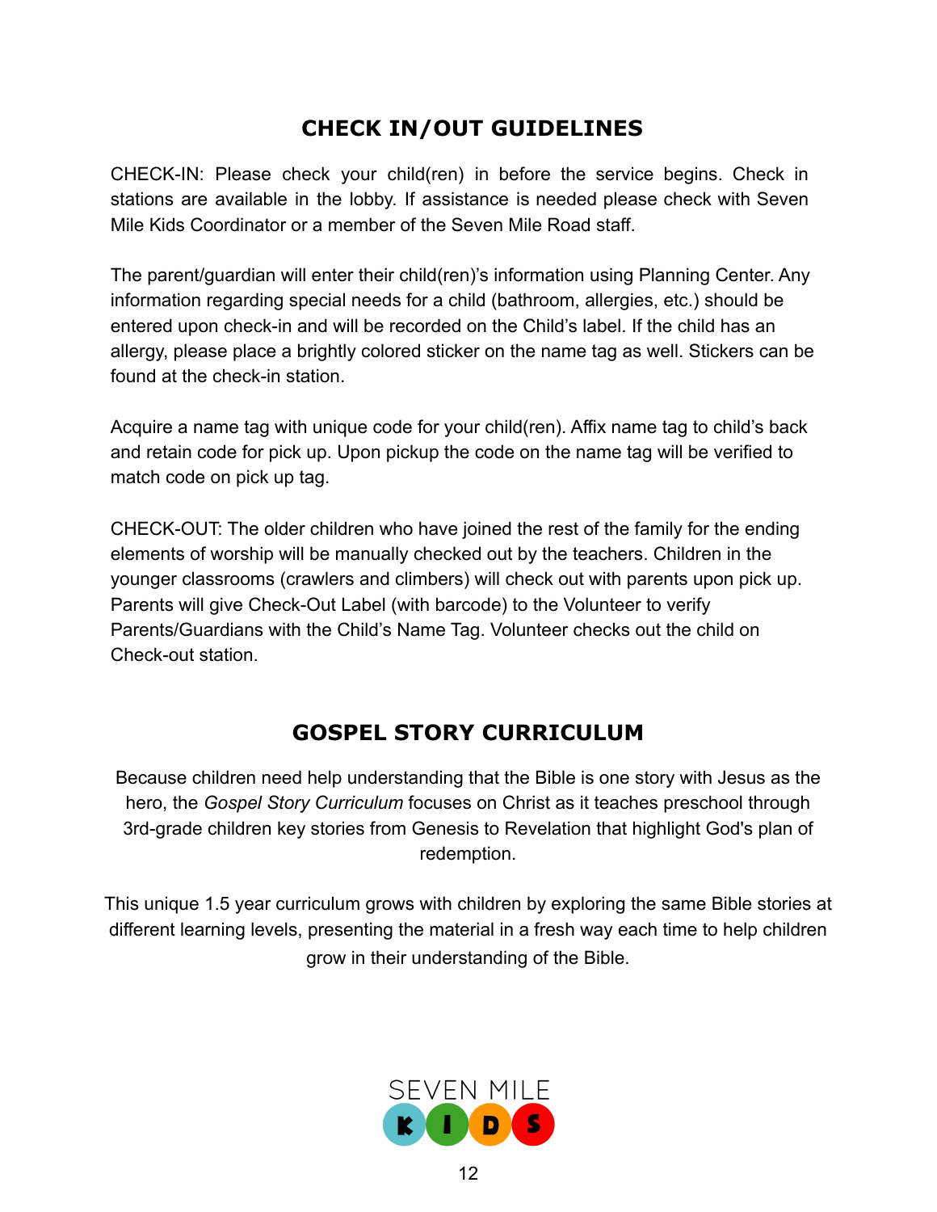## CHECK IN/OUT GUIDELINES

CHECK-IN: Please check your child(ren) in before the service begins. Check in stations are available in the lobby. If assistance is needed please check with Seven Mile Kids Coordinator or a member of the Seven Mile Road staff.

The parent/guardian will enter their child(ren)'s information using Planning Center. Any information regarding special needs for a child (bathroom, allergies, etc.) should be entered upon check-in and will be recorded on the Child's label. If the child has an allergy, please place a brightly colored sticker on the name tag as well. Stickers can be found at the check-in station.

Acquire a name tag with unique code for your child(ren). Affix name tag to child's back and retain code for pick up. Upon pickup the code on the name tag will be verified to match code on pick up tag.

CHECK-OUT: The older children who have joined the rest of the family for the ending elements of worship will be manually checked out by the teachers. Children in the younger classrooms (crawlers and climbers) will check out with parents upon pick up. Parents will give Check-Out Label (with barcode) to the Volunteer to verify Parents/Guardians with the Child's Name Tag. Volunteer checks out the child on Check-out station.

## GOSPEL STORY CURRICULUM

Because children need help understanding that the Bible is one story with Jesus as the hero, the *Gospel Story Curriculum* focuses on Christ as it teaches preschool through 3rd-grade children key stories from Genesis to Revelation that highlight God's plan of redemption.

This unique 1.5 year curriculum grows with children by exploring the same Bible stories at different learning levels, presenting the material in a fresh way each time to help children grow in their understanding of the Bible.

SEVEN MILE KIDS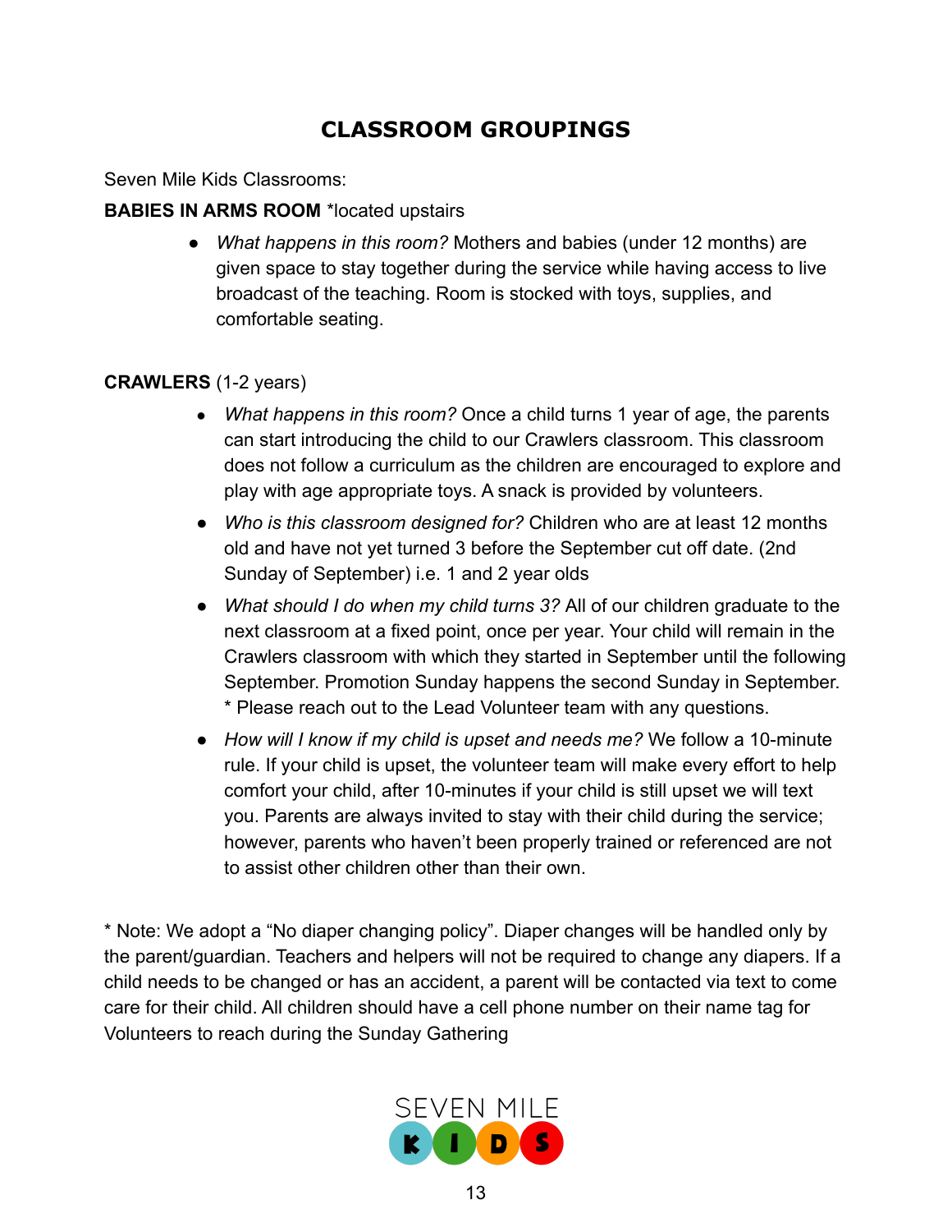# CLASSROOM GROUPINGS

Seven Mile Kids Classrooms:

**BABIES IN ARMS ROOM** *located upstairs

- *What happens in this room?* Mothers and babies (under 12 months) are given space to stay together during the service while having access to live broadcast of the teaching. Room is stocked with toys, supplies, and comfortable seating.

**CRAWLERS** (1-2 years)

- *What happens in this room?* Once a child turns 1 year of age, the parents can start introducing the child to our Crawlers classroom. This classroom does not follow a curriculum as the children are encouraged to explore and play with age appropriate toys. A snack is provided by volunteers.
- *Who is this classroom designed for?* Children who are at least 12 months old and have not yet turned 3 before the September cut off date. (2nd Sunday of September) i.e. 1 and 2 year olds
- *What should I do when my child turns 3?* All of our children graduate to the next classroom at a fixed point, once per year. Your child will remain in the Crawlers classroom with which they started in September until the following September. Promotion Sunday happens the second Sunday in September. * Please reach out to the Lead Volunteer team with any questions.
- *How will I know if my child is upset and needs me?* We follow a 10-minute rule. If your child is upset, the volunteer team will make every effort to help comfort your child, after 10-minutes if your child is still upset we will text you. Parents are always invited to stay with their child during the service; however, parents who haven't been properly trained or referenced are not to assist other children other than their own.

* Note: We adopt a "No diaper changing policy". Diaper changes will be handled only by the parent/guardian. Teachers and helpers will not be required to change any diapers. If a child needs to be changed or has an accident, a parent will be contacted via text to come care for their child. All children should have a cell phone number on their name tag for Volunteers to reach during the Sunday Gathering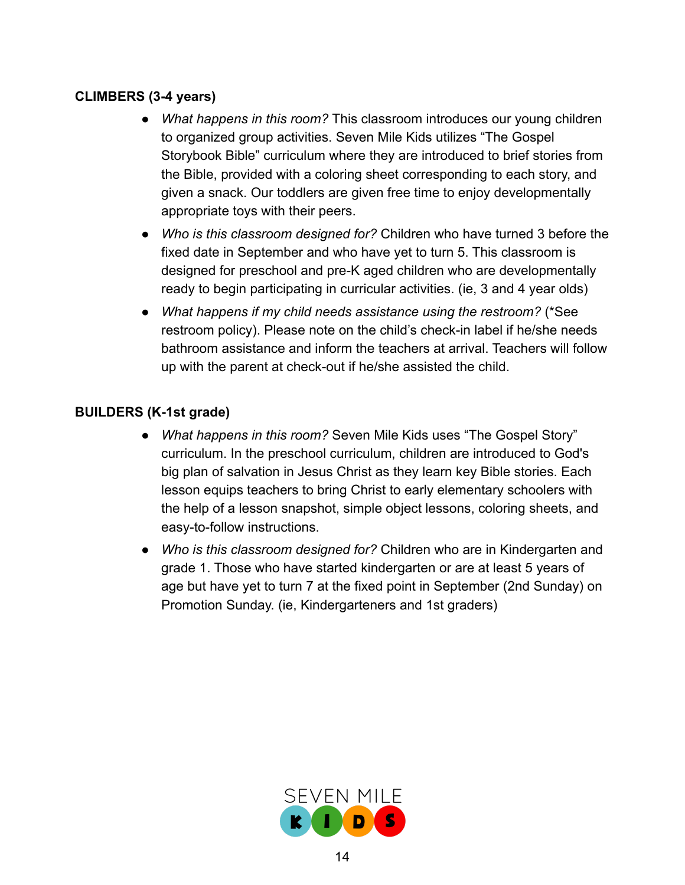**CLIMBERS (3-4 years)**

- *What happens in this room?* This classroom introduces our young children to organized group activities. Seven Mile Kids utilizes "The Gospel Storybook Bible" curriculum where they are introduced to brief stories from the Bible, provided with a coloring sheet corresponding to each story, and given a snack. Our toddlers are given free time to enjoy developmentally appropriate toys with their peers.
- *Who is this classroom designed for?* Children who have turned 3 before the fixed date in September and who have yet to turn 5. This classroom is designed for preschool and pre-K aged children who are developmentally ready to begin participating in curricular activities. (ie, 3 and 4 year olds)
- *What happens if my child needs assistance using the restroom?* (*See restroom policy). Please note on the child's check-in label if he/she needs bathroom assistance and inform the teachers at arrival. Teachers will follow up with the parent at check-out if he/she assisted the child.

**BUILDERS (K-1st grade)**

- *What happens in this room?* Seven Mile Kids uses "The Gospel Story" curriculum. In the preschool curriculum, children are introduced to God's big plan of salvation in Jesus Christ as they learn key Bible stories. Each lesson equips teachers to bring Christ to early elementary schoolers with the help of a lesson snapshot, simple object lessons, coloring sheets, and easy-to-follow instructions.
- *Who is this classroom designed for?* Children who are in Kindergarten and grade 1. Those who have started kindergarten or are at least 5 years of age but have yet to turn 7 at the fixed point in September (2nd Sunday) on Promotion Sunday. (ie, Kindergarteners and 1st graders)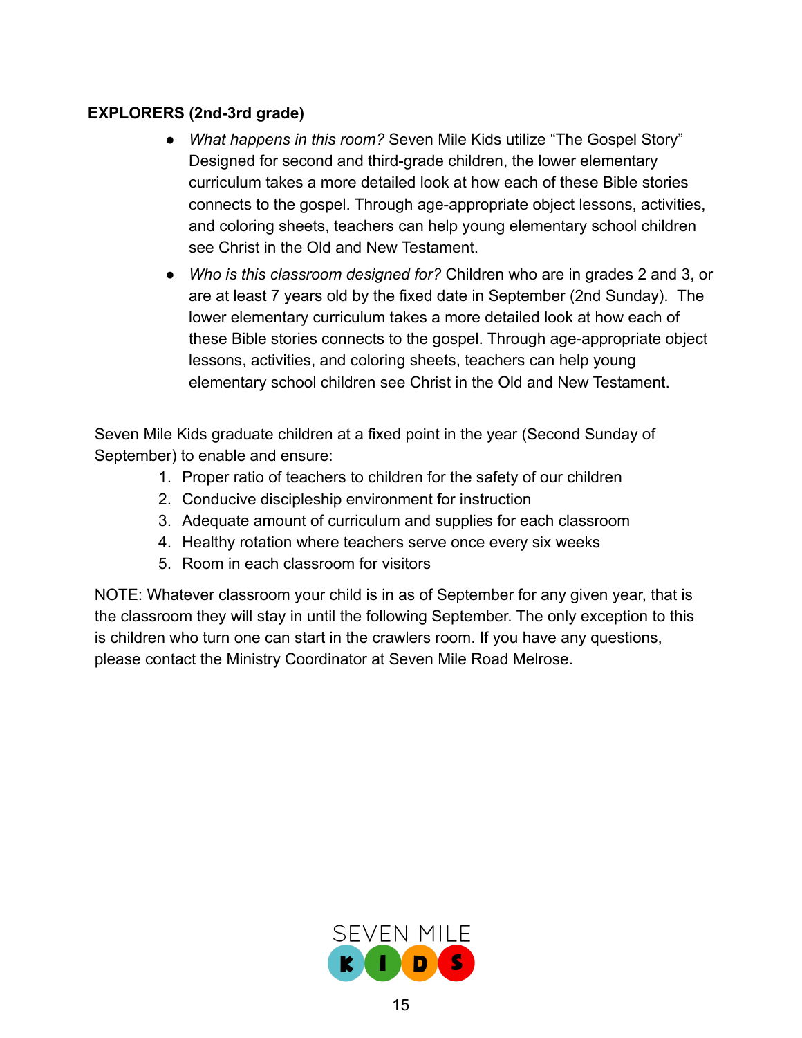**EXPLORERS (2nd-3rd grade)**

- *What happens in this room?* Seven Mile Kids utilize "The Gospel Story" Designed for second and third-grade children, the lower elementary curriculum takes a more detailed look at how each of these Bible stories connects to the gospel. Through age-appropriate object lessons, activities, and coloring sheets, teachers can help young elementary school children see Christ in the Old and New Testament.
- *Who is this classroom designed for?* Children who are in grades 2 and 3, or are at least 7 years old by the fixed date in September (2nd Sunday). The lower elementary curriculum takes a more detailed look at how each of these Bible stories connects to the gospel. Through age-appropriate object lessons, activities, and coloring sheets, teachers can help young elementary school children see Christ in the Old and New Testament.

Seven Mile Kids graduate children at a fixed point in the year (Second Sunday of September) to enable and ensure:

1. Proper ratio of teachers to children for the safety of our children
2. Conducive discipleship environment for instruction
3. Adequate amount of curriculum and supplies for each classroom
4. Healthy rotation where teachers serve once every six weeks
5. Room in each classroom for visitors

NOTE: Whatever classroom your child is in as of September for any given year, that is the classroom they will stay in until the following September. The only exception to this is children who turn one can start in the crawlers room. If you have any questions, please contact the Ministry Coordinator at Seven Mile Road Melrose.

SEVEN MILE KIDS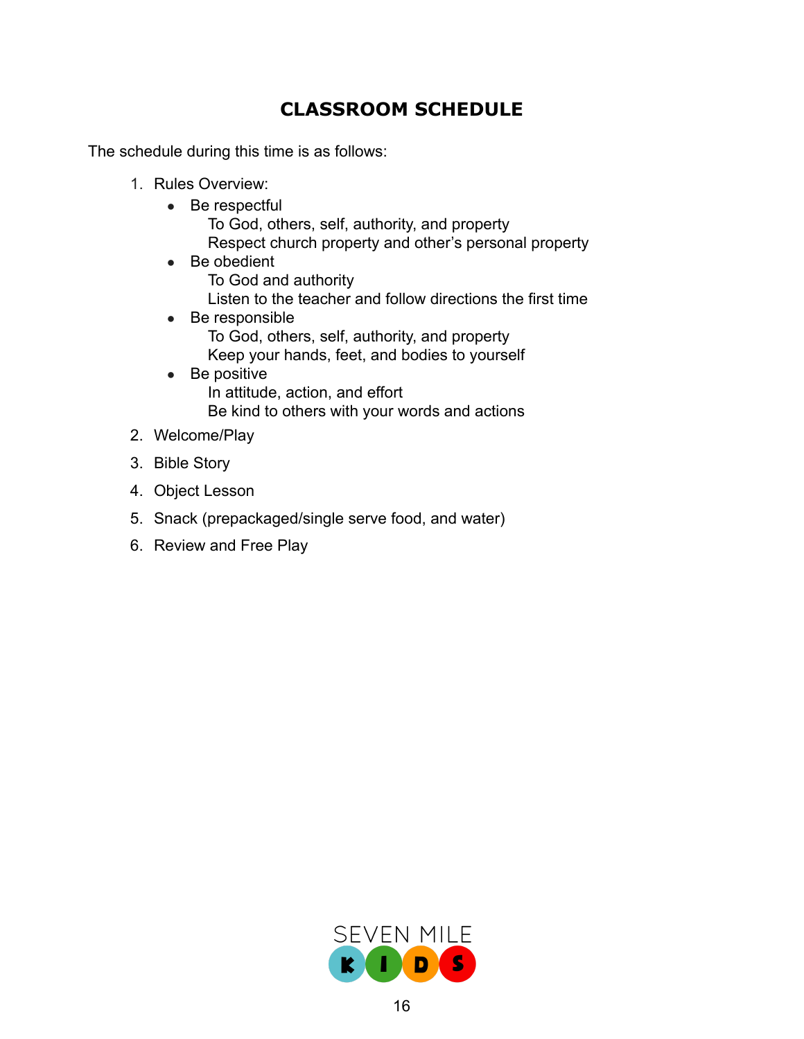## CLASSROOM SCHEDULE

The schedule during this time is as follows:

1. Rules Overview:
    - Be respectful
      To God, others, self, authority, and property
      Respect church property and other's personal property
    - Be obedient
      To God and authority
      Listen to the teacher and follow directions the first time
    - Be responsible
      To God, others, self, authority, and property
      Keep your hands, feet, and bodies to yourself
    - Be positive
      In attitude, action, and effort
      Be kind to others with your words and actions
2. Welcome/Play
3. Bible Story
4. Object Lesson
5. Snack (prepackaged/single serve food, and water)
6. Review and Free Play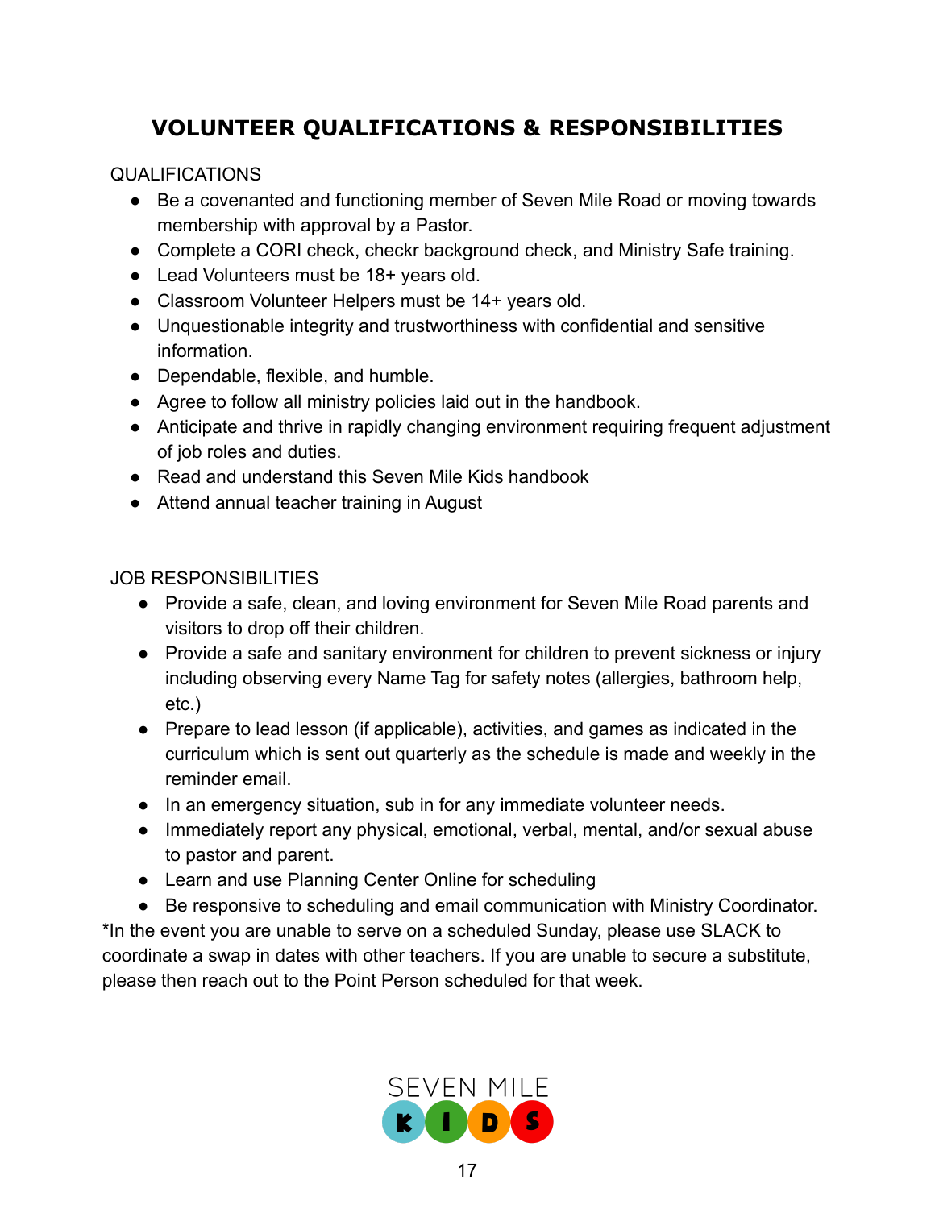# VOLUNTEER QUALIFICATIONS & RESPONSIBILITIES

QUALIFICATIONS

- Be a covenanted and functioning member of Seven Mile Road or moving towards membership with approval by a Pastor.
- Complete a CORI check, checkr background check, and Ministry Safe training.
- Lead Volunteers must be 18+ years old.
- Classroom Volunteer Helpers must be 14+ years old.
- Unquestionable integrity and trustworthiness with confidential and sensitive information.
- Dependable, flexible, and humble.
- Agree to follow all ministry policies laid out in the handbook.
- Anticipate and thrive in rapidly changing environment requiring frequent adjustment of job roles and duties.
- Read and understand this Seven Mile Kids handbook
- Attend annual teacher training in August

JOB RESPONSIBILITIES

- Provide a safe, clean, and loving environment for Seven Mile Road parents and visitors to drop off their children.
- Provide a safe and sanitary environment for children to prevent sickness or injury including observing every Name Tag for safety notes (allergies, bathroom help, etc.)
- Prepare to lead lesson (if applicable), activities, and games as indicated in the curriculum which is sent out quarterly as the schedule is made and weekly in the reminder email.
- In an emergency situation, sub in for any immediate volunteer needs.
- Immediately report any physical, emotional, verbal, mental, and/or sexual abuse to pastor and parent.
- Learn and use Planning Center Online for scheduling
- Be responsive to scheduling and email communication with Ministry Coordinator.

*In the event you are unable to serve on a scheduled Sunday, please use SLACK to coordinate a swap in dates with other teachers. If you are unable to secure a substitute, please then reach out to the Point Person scheduled for that week.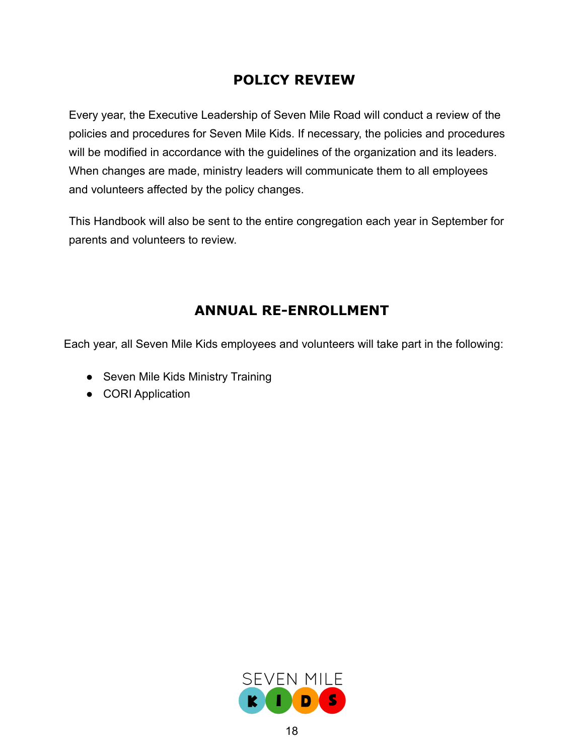## POLICY REVIEW

Every year, the Executive Leadership of Seven Mile Road will conduct a review of the policies and procedures for Seven Mile Kids. If necessary, the policies and procedures will be modified in accordance with the guidelines of the organization and its leaders. When changes are made, ministry leaders will communicate them to all employees and volunteers affected by the policy changes.

This Handbook will also be sent to the entire congregation each year in September for parents and volunteers to review.

## ANNUAL RE-ENROLLMENT

Each year, all Seven Mile Kids employees and volunteers will take part in the following:

- Seven Mile Kids Ministry Training
- CORI Application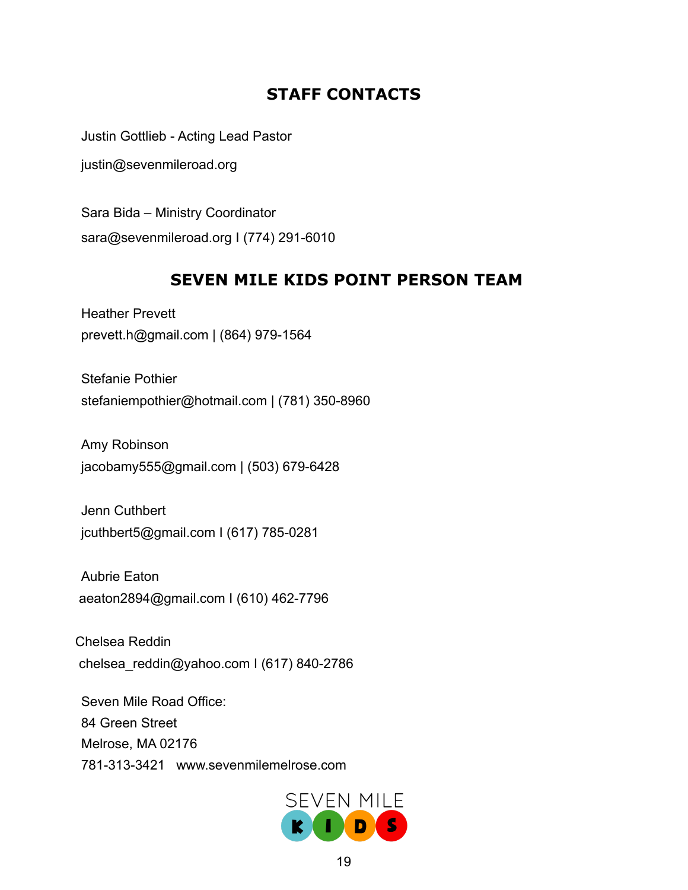## STAFF CONTACTS

Justin Gottlieb - Acting Lead Pastor

justin@sevenmileroad.org

Sara Bida – Ministry Coordinator

sara@sevenmileroad.org I (774) 291-6010

## SEVEN MILE KIDS POINT PERSON TEAM

Heather Prevett
prevett.h@gmail.com | (864) 979-1564

Stefanie Pothier
stefaniempothier@hotmail.com | (781) 350-8960

Amy Robinson
jacobamy555@gmail.com | (503) 679-6428

Jenn Cuthbert
jcuthbert5@gmail.com I (617) 785-0281

Aubrie Eaton
aeaton2894@gmail.com I (610) 462-7796

Chelsea Reddin
chelsea_reddin@yahoo.com I (617) 840-2786

Seven Mile Road Office:
84 Green Street
Melrose, MA 02176
781-313-3421 www.sevenmilemelrose.com

SEVEN MILE KIDS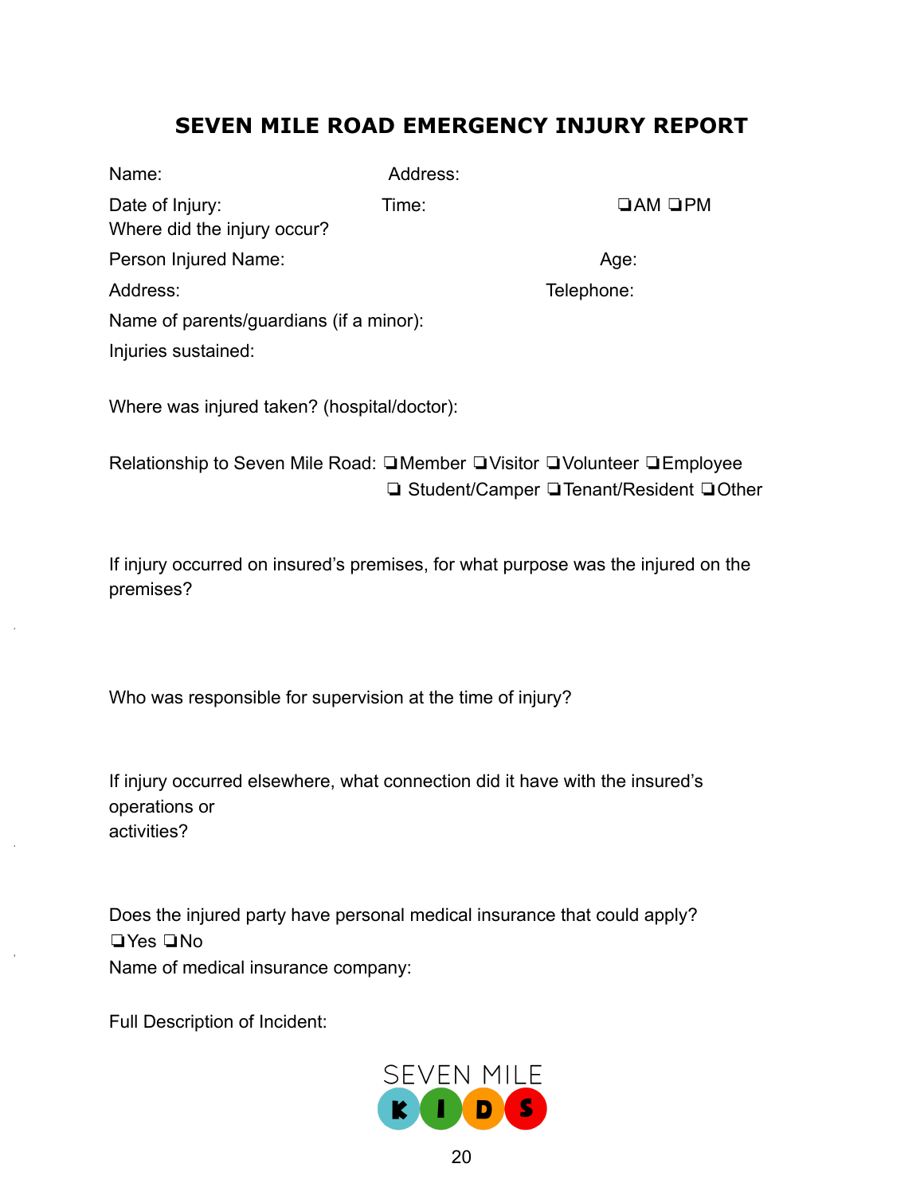# SEVEN MILE ROAD EMERGENCY INJURY REPORT

Name: Address:

Date of Injury: Time: ❑AM ❑PM

Where did the injury occur?

Person Injured Name: Age:

Address: Telephone:

Name of parents/guardians (if a minor):

Injuries sustained:

Where was injured taken? (hospital/doctor):

Relationship to Seven Mile Road: ❑Member ❑Visitor ❑Volunteer ❑Employee ❑ Student/Camper ❑Tenant/Resident ❑Other

If injury occurred on insured's premises, for what purpose was the injured on the premises?

Who was responsible for supervision at the time of injury?

If injury occurred elsewhere, what connection did it have with the insured's operations or activities?

Does the injured party have personal medical insurance that could apply?
❑Yes ❑No

Name of medical insurance company:

Full Description of Incident:

SEVEN MILE KIDS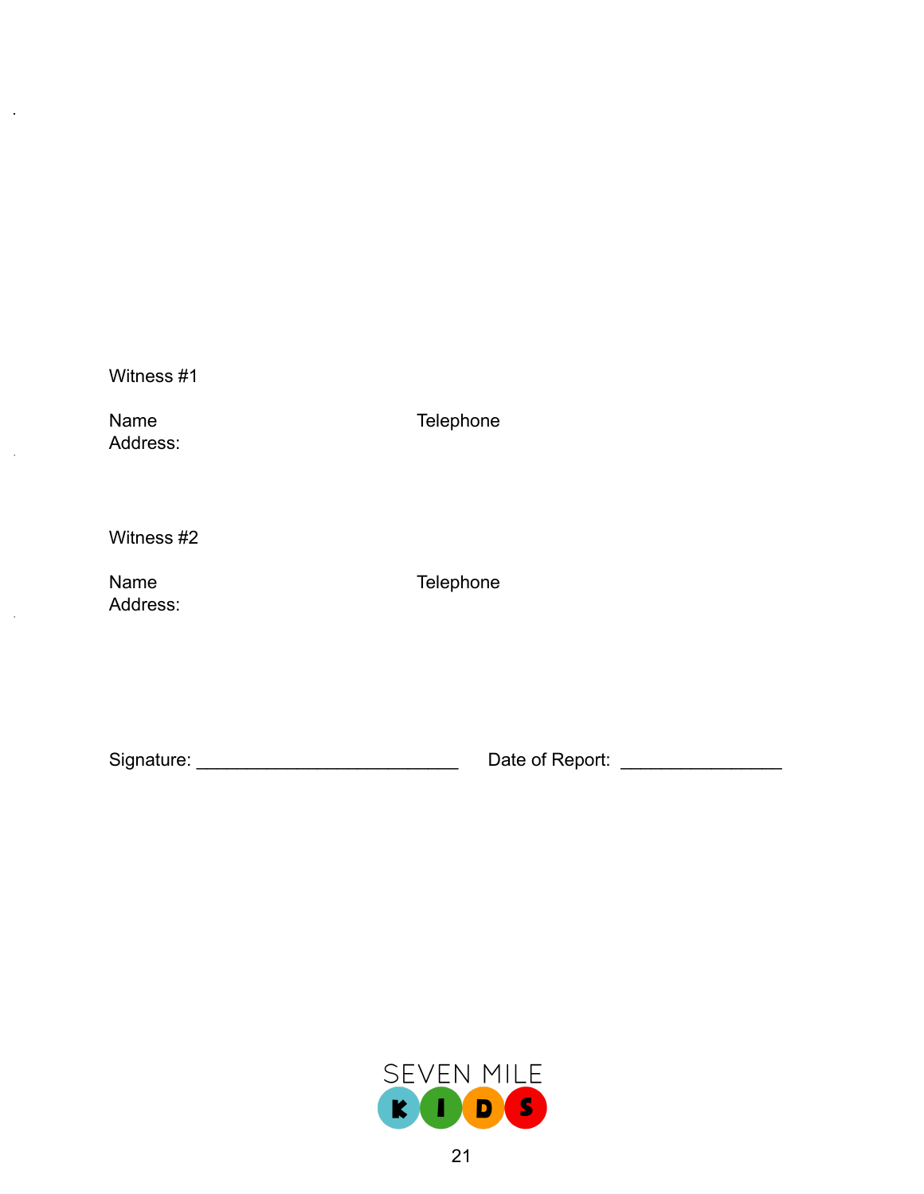Witness #1

Name Telephone

Address:

Witness #2

Name Telephone

Address:

Signature: ___________________________ Date of Report: ________________

SEVEN MILE KIDS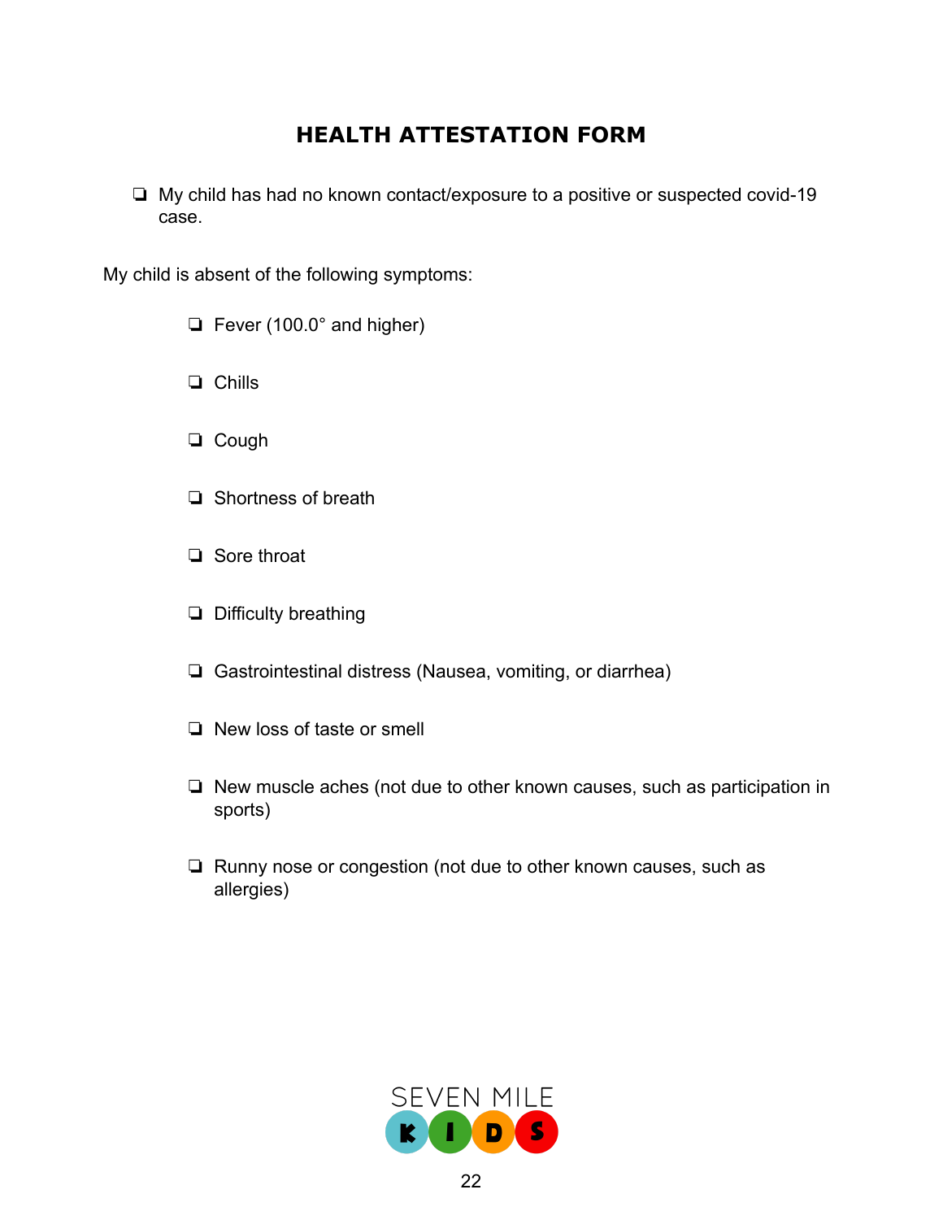## HEALTH ATTESTATION FORM

- ❏ My child has had no known contact/exposure to a positive or suspected covid-19 case.

My child is absent of the following symptoms:

- ❏ Fever (100.0° and higher)
- ❏ Chills
- ❏ Cough
- ❏ Shortness of breath
- ❏ Sore throat
- ❏ Difficulty breathing
- ❏ Gastrointestinal distress (Nausea, vomiting, or diarrhea)
- ❏ New loss of taste or smell
- ❏ New muscle aches (not due to other known causes, such as participation in sports)
- ❏ Runny nose or congestion (not due to other known causes, such as allergies)

SEVEN MILE KIDS